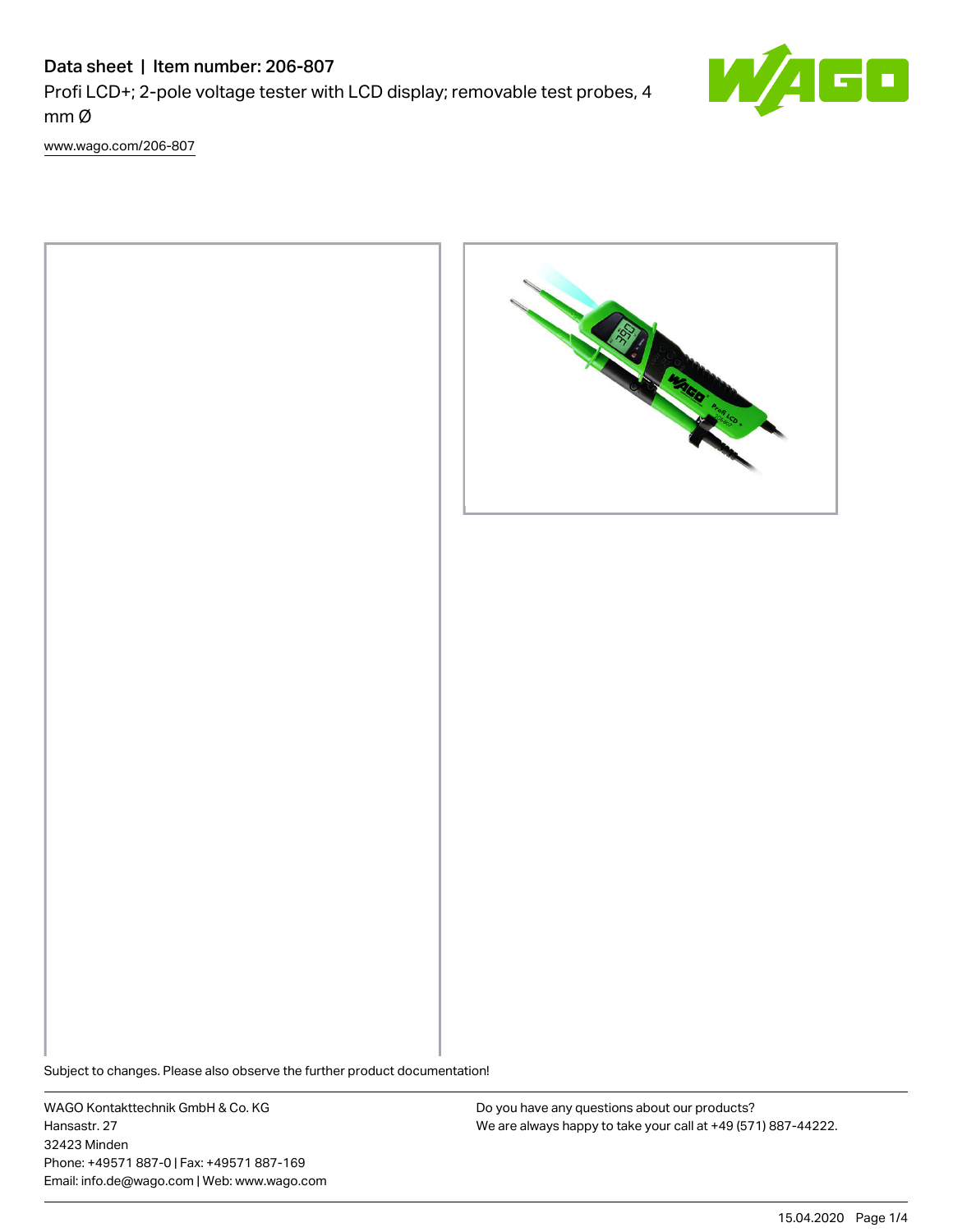# Data sheet | Item number: 206-807

Profi LCD+; 2-pole voltage tester with LCD display; removable test probes, 4 mm Ø

www.wago.com/206-807

Subject to changes. Please also observe the further product documentation!

WAGO Kontakttechnik GmbH & Co. KG
Hansastr. 27
32423 Minden
Phone: +49571 887-0 | Fax: +49571 887-169
Email: info.de@wago.com | Web: www.wago.com

Do you have any questions about our products?
We are always happy to take your call at +49 (571) 887-44222.

15.04.2020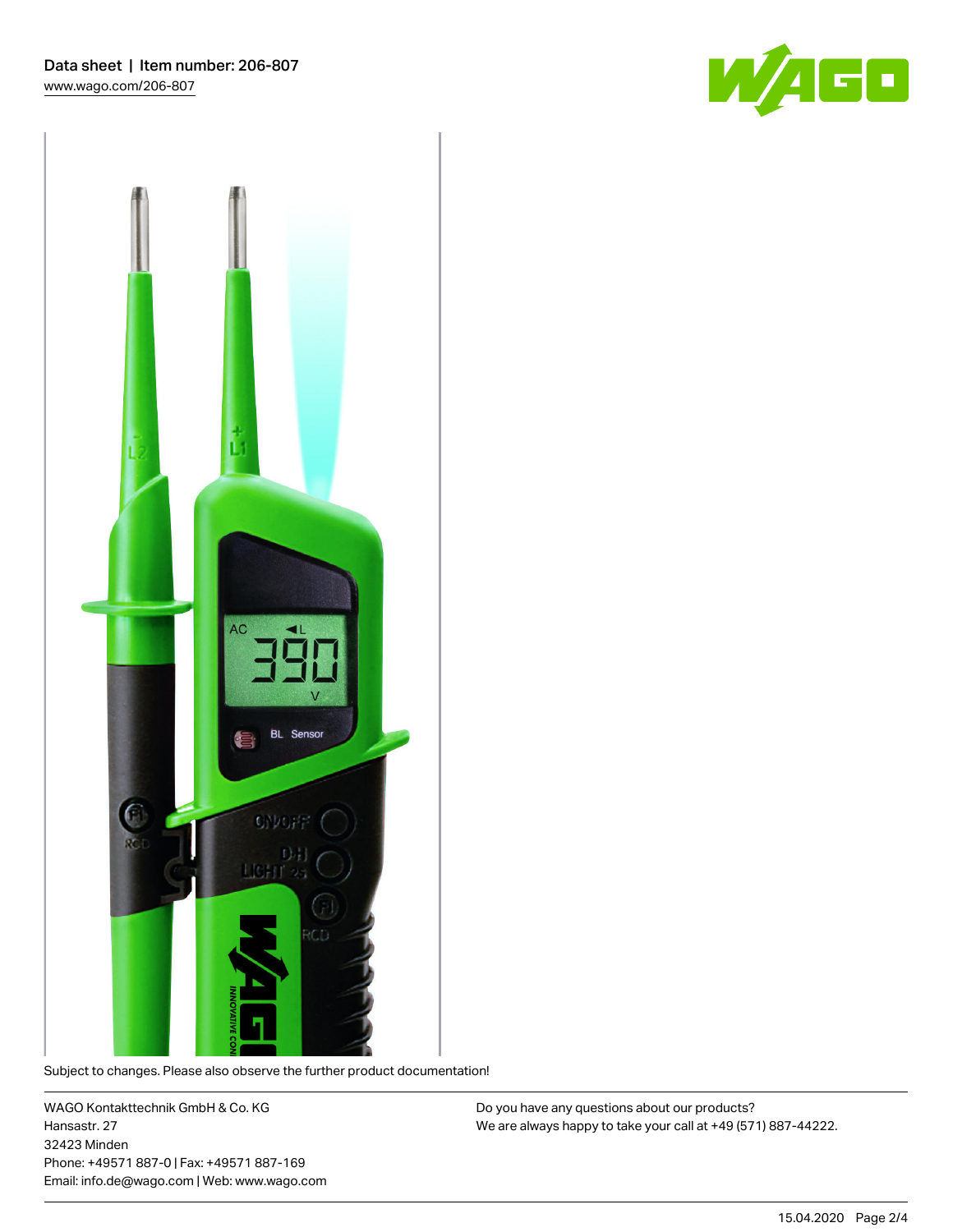Subject to changes. Please also observe the further product documentation!

WAGO Kontakttechnik GmbH & Co. KG
Hansastr. 27
32423 Minden
Phone: +49571 887-0 | Fax: +49571 887-169
Email: info.de@wago.com | Web: www.wago.com

Do you have any questions about our products?
We are always happy to take your call at +49 (571) 887-44222.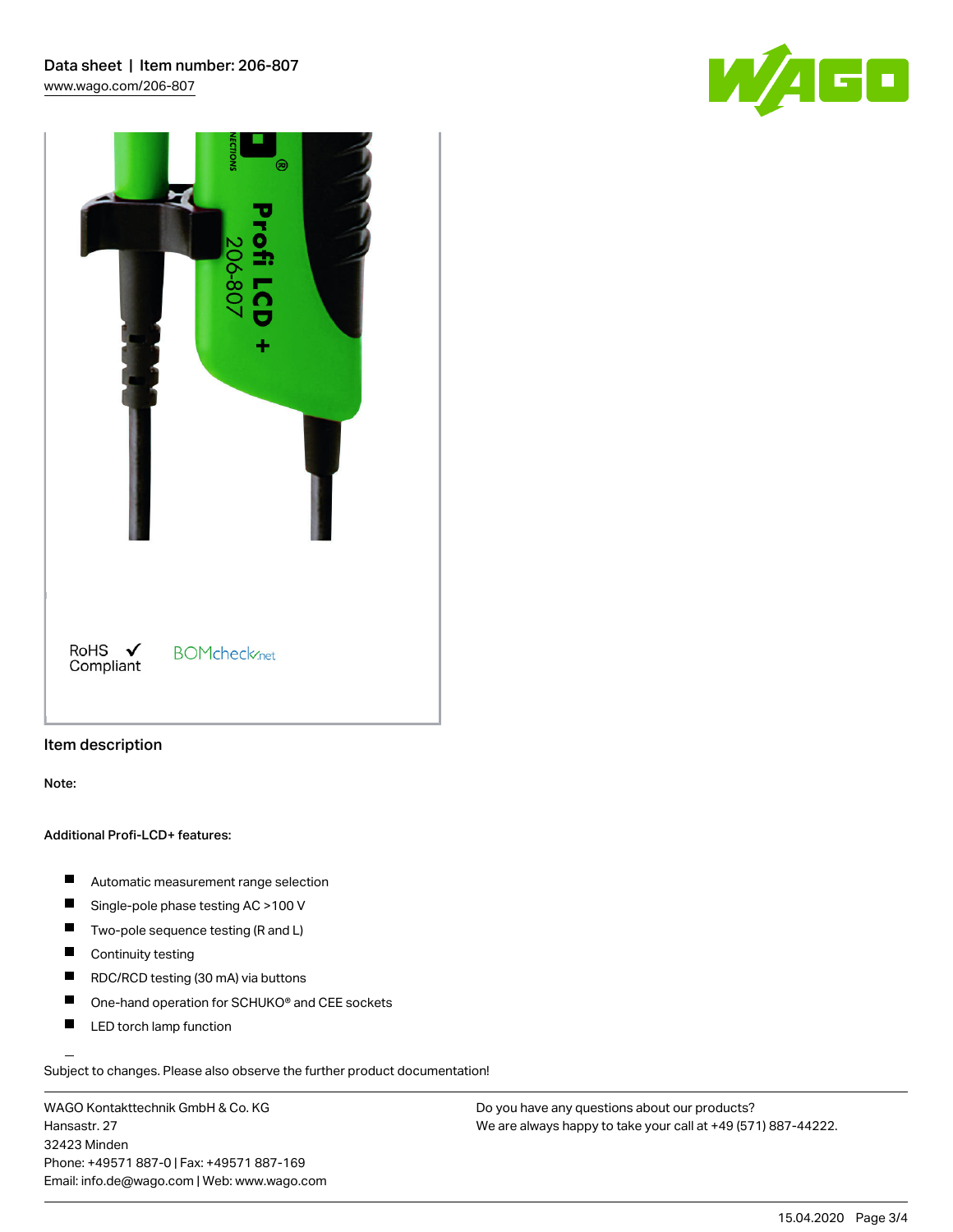## Item description

**Note:**

**Additional Profi-LCD+ features:**

- Automatic measurement range selection
- Single-pole phase testing AC >100 V
- Two-pole sequence testing (R and L)
- Continuity testing
- RDC/RCD testing (30 mA) via buttons
- One-hand operation for SCHUKO® and CEE sockets
- LED torch lamp function

Subject to changes. Please also observe the further product documentation!

WAGO Kontakttechnik GmbH & Co. KG
Hansastr. 27
32423 Minden
Phone: +49571 887-0 | Fax: +49571 887-169
Email: info.de@wago.com | Web: www.wago.com

Do you have any questions about our products?
We are always happy to take your call at +49 (571) 887-44222.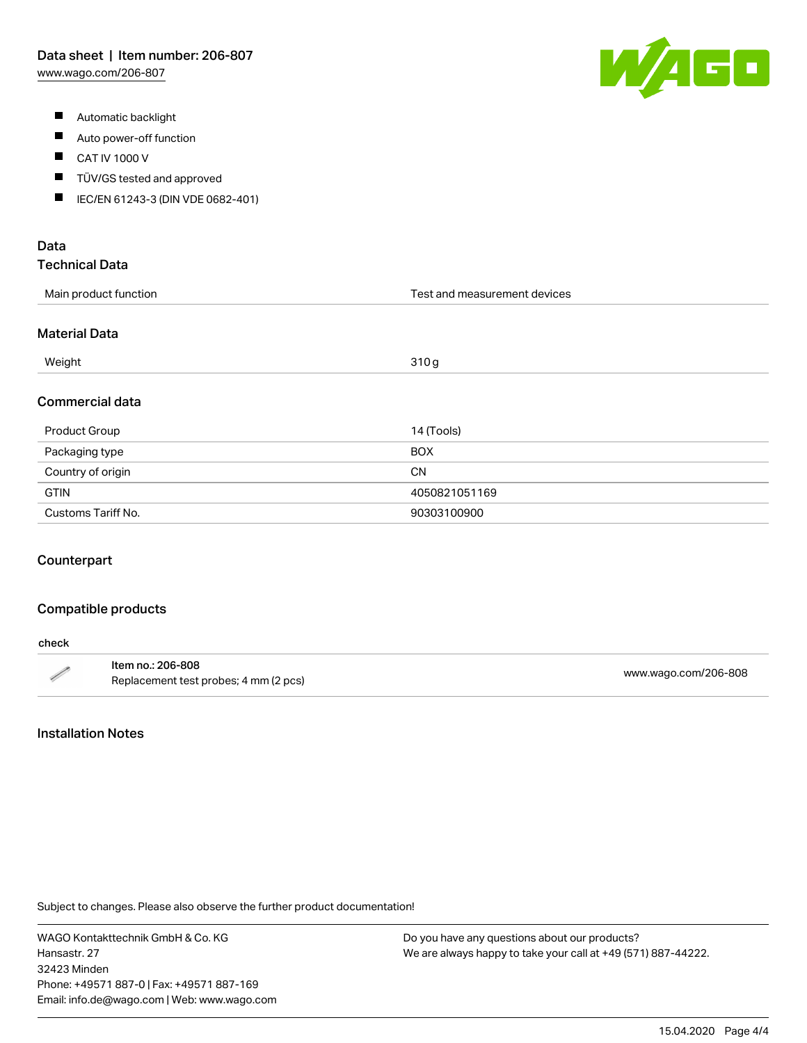- Automatic backlight
- Auto power-off function
- CAT IV 1000 V
- TÜV/GS tested and approved
- IEC/EN 61243-3 (DIN VDE 0682-401)

## Data

### Technical Data

| | |
|---|---|
| Main product function | Test and measurement devices |

### Material Data

| | |
|---|---|
| Weight | 310 g |

### Commercial data

| | |
|---|---|
| Product Group | 14 (Tools) |
| Packaging type | BOX |
| Country of origin | CN |
| GTIN | 4050821051169 |
| Customs Tariff No. | 90303100900 |

### Counterpart

### Compatible products

check

| | |
|---|---|
| Item no.: 206-808<br>Replacement test probes; 4 mm (2 pcs) | www.wago.com/206-808 |

### Installation Notes

Subject to changes. Please also observe the further product documentation!

WAGO Kontakttechnik GmbH & Co. KG
Hansastr. 27
32423 Minden
Phone: +49571 887-0 | Fax: +49571 887-169
Email: info.de@wago.com | Web: www.wago.com

Do you have any questions about our products?
We are always happy to take your call at +49 (571) 887-44222.